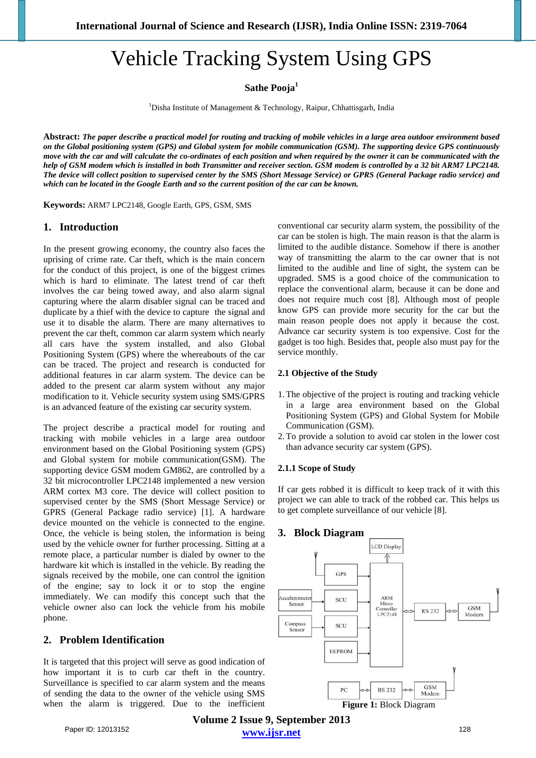# Vehicle Tracking System Using GPS

**Sathe Pooja**[1]

[1]Disha Institute of Management & Technology, Raipur, Chhattisgarh, India

**Abstract:** ***The paper describe a practical model for routing and tracking of mobile vehicles in a large area outdoor environment based on the Global positioning system (GPS) and Global system for mobile communication (GSM). The supporting device GPS continuously move with the car and will calculate the co-ordinates of each position and when required by the owner it can be communicated with the help of GSM modem which is installed in both Transmitter and receiver section. GSM modem is controlled by a 32 bit ARM7 LPC2148. The device will collect position to supervised center by the SMS (Short Message Service) or GPRS (General Package radio service) and which can be located in the Google Earth and so the current position of the car can be known.***

**Keywords:** ARM7 LPC2148, Google Earth, GPS, GSM, SMS

## 1. Introduction

In the present growing economy, the country also faces the uprising of crime rate. Car theft, which is the main concern for the conduct of this project, is one of the biggest crimes which is hard to eliminate. The latest trend of car theft involves the car being towed away, and also alarm signal capturing where the alarm disabler signal can be traced and duplicate by a thief with the device to capture the signal and use it to disable the alarm. There are many alternatives to prevent the car theft, common car alarm system which nearly all cars have the system installed, and also Global Positioning System (GPS) where the whereabouts of the car can be traced. The project and research is conducted for additional features in car alarm system. The device can be added to the present car alarm system without any major modification to it. Vehicle security system using SMS/GPRS is an advanced feature of the existing car security system.

The project describe a practical model for routing and tracking with mobile vehicles in a large area outdoor environment based on the Global Positioning system (GPS) and Global system for mobile communication(GSM). The supporting device GSM modem GM862, are controlled by a 32 bit microcontroller LPC2148 implemented a new version ARM cortex M3 core. The device will collect position to supervised center by the SMS (Short Message Service) or GPRS (General Package radio service) [1]. A hardware device mounted on the vehicle is connected to the engine. Once, the vehicle is being stolen, the information is being used by the vehicle owner for further processing. Sitting at a remote place, a particular number is dialed by owner to the hardware kit which is installed in the vehicle. By reading the signals received by the mobile, one can control the ignition of the engine; say to lock it or to stop the engine immediately. We can modify this concept such that the vehicle owner also can lock the vehicle from his mobile phone.

## 2. Problem Identification

It is targeted that this project will serve as good indication of how important it is to curb car theft in the country. Surveillance is specified to car alarm system and the means of sending the data to the owner of the vehicle using SMS when the alarm is triggered. Due to the inefficient conventional car security alarm system, the possibility of the car can be stolen is high. The main reason is that the alarm is limited to the audible distance. Somehow if there is another way of transmitting the alarm to the car owner that is not limited to the audible and line of sight, the system can be upgraded. SMS is a good choice of the communication to replace the conventional alarm, because it can be done and does not require much cost [8]. Although most of people know GPS can provide more security for the car but the main reason people does not apply it because the cost. Advance car security system is too expensive. Cost for the gadget is too high. Besides that, people also must pay for the service monthly.

### 2.1 Objective of the Study

1. The objective of the project is routing and tracking vehicle in a large area environment based on the Global Positioning System (GPS) and Global System for Mobile Communication (GSM).
2. To provide a solution to avoid car stolen in the lower cost than advance security car system (GPS).

#### 2.1.1 Scope of Study

If car gets robbed it is difficult to keep track of it with this project we can able to track of the robbed car. This helps us to get complete surveillance of our vehicle [8].

## 3. Block Diagram

**Figure 1:** Block Diagram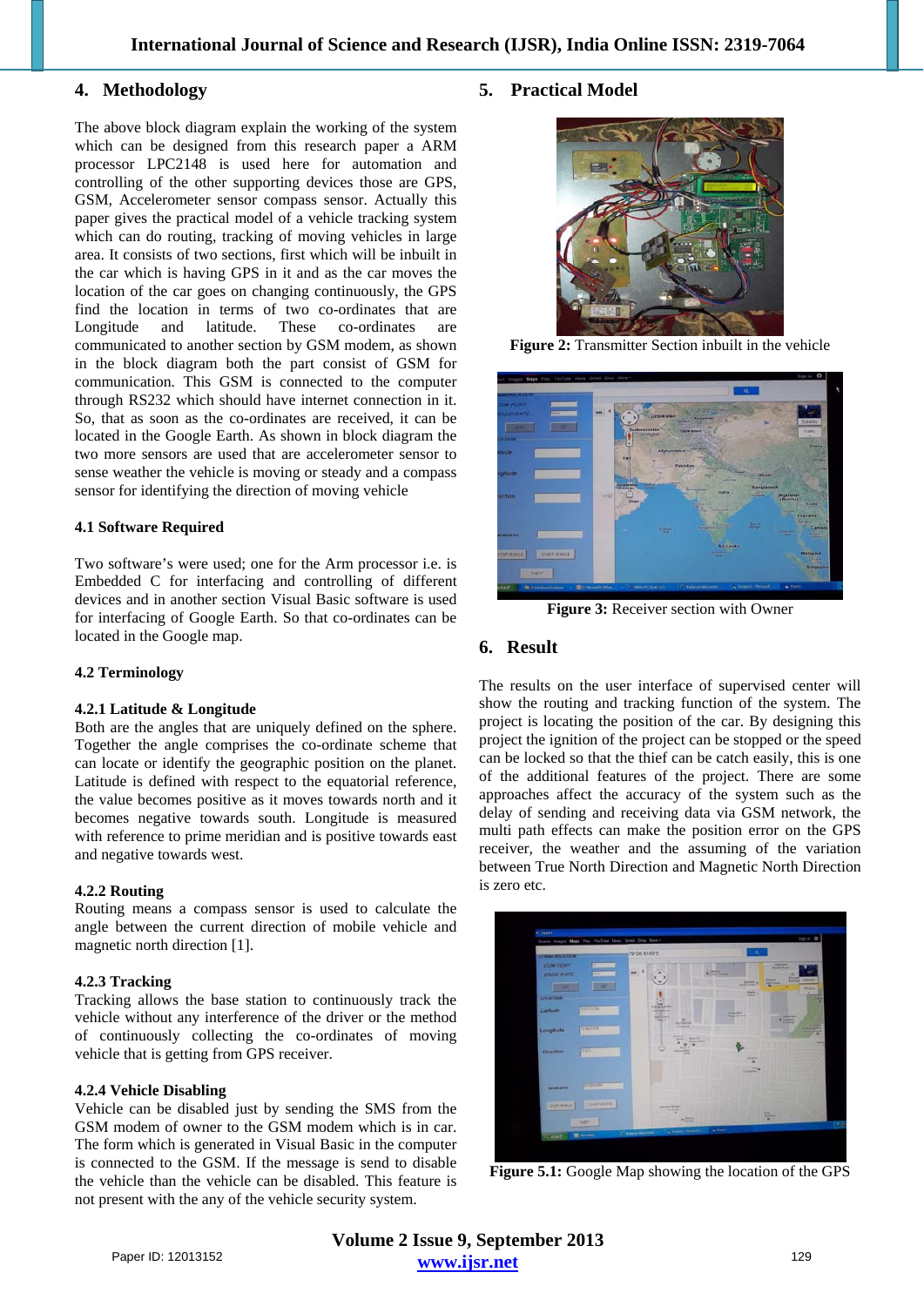## 4. Methodology

The above block diagram explain the working of the system which can be designed from this research paper a ARM processor LPC2148 is used here for automation and controlling of the other supporting devices those are GPS, GSM, Accelerometer sensor compass sensor. Actually this paper gives the practical model of a vehicle tracking system which can do routing, tracking of moving vehicles in large area. It consists of two sections, first which will be inbuilt in the car which is having GPS in it and as the car moves the location of the car goes on changing continuously, the GPS find the location in terms of two co-ordinates that are Longitude and latitude. These co-ordinates are communicated to another section by GSM modem, as shown in the block diagram both the part consist of GSM for communication. This GSM is connected to the computer through RS232 which should have internet connection in it. So, that as soon as the co-ordinates are received, it can be located in the Google Earth. As shown in block diagram the two more sensors are used that are accelerometer sensor to sense weather the vehicle is moving or steady and a compass sensor for identifying the direction of moving vehicle

### 4.1 Software Required

Two software's were used; one for the Arm processor i.e. is Embedded C for interfacing and controlling of different devices and in another section Visual Basic software is used for interfacing of Google Earth. So that co-ordinates can be located in the Google map.

### 4.2 Terminology

#### 4.2.1 Latitude & Longitude

Both are the angles that are uniquely defined on the sphere. Together the angle comprises the co-ordinate scheme that can locate or identify the geographic position on the planet. Latitude is defined with respect to the equatorial reference, the value becomes positive as it moves towards north and it becomes negative towards south. Longitude is measured with reference to prime meridian and is positive towards east and negative towards west.

#### 4.2.2 Routing

Routing means a compass sensor is used to calculate the angle between the current direction of mobile vehicle and magnetic north direction [1].

#### 4.2.3 Tracking

Tracking allows the base station to continuously track the vehicle without any interference of the driver or the method of continuously collecting the co-ordinates of moving vehicle that is getting from GPS receiver.

#### 4.2.4 Vehicle Disabling

Vehicle can be disabled just by sending the SMS from the GSM modem of owner to the GSM modem which is in car. The form which is generated in Visual Basic in the computer is connected to the GSM. If the message is send to disable the vehicle than the vehicle can be disabled. This feature is not present with the any of the vehicle security system.

## 5. Practical Model

**Figure 2:** Transmitter Section inbuilt in the vehicle

**Figure 3:** Receiver section with Owner

## 6. Result

The results on the user interface of supervised center will show the routing and tracking function of the system. The project is locating the position of the car. By designing this project the ignition of the project can be stopped or the speed can be locked so that the thief can be catch easily, this is one of the additional features of the project. There are some approaches affect the accuracy of the system such as the delay of sending and receiving data via GSM network, the multi path effects can make the position error on the GPS receiver, the weather and the assuming of the variation between True North Direction and Magnetic North Direction is zero etc.

**Figure 5.1:** Google Map showing the location of the GPS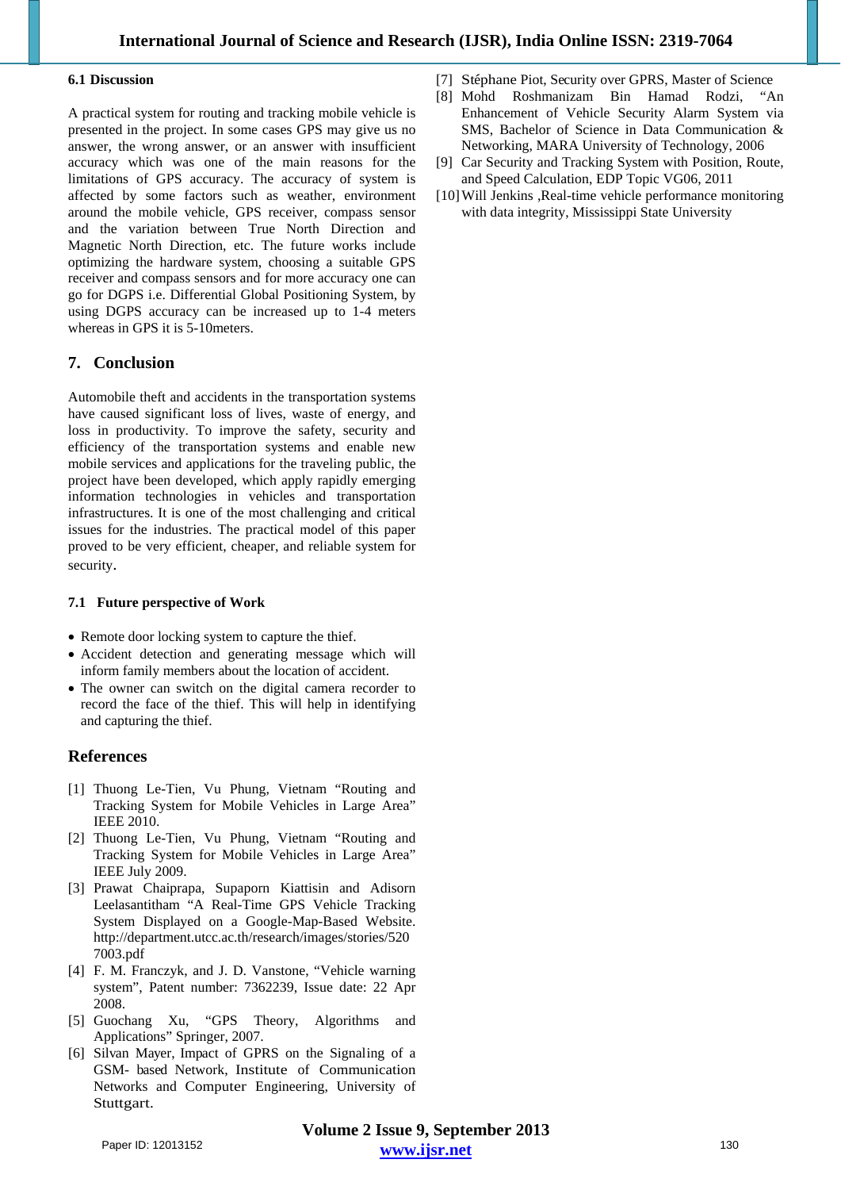### 6.1 Discussion

A practical system for routing and tracking mobile vehicle is presented in the project. In some cases GPS may give us no answer, the wrong answer, or an answer with insufficient accuracy which was one of the main reasons for the limitations of GPS accuracy. The accuracy of system is affected by some factors such as weather, environment around the mobile vehicle, GPS receiver, compass sensor and the variation between True North Direction and Magnetic North Direction, etc. The future works include optimizing the hardware system, choosing a suitable GPS receiver and compass sensors and for more accuracy one can go for DGPS i.e. Differential Global Positioning System, by using DGPS accuracy can be increased up to 1-4 meters whereas in GPS it is 5-10meters.

## 7. Conclusion

Automobile theft and accidents in the transportation systems have caused significant loss of lives, waste of energy, and loss in productivity. To improve the safety, security and efficiency of the transportation systems and enable new mobile services and applications for the traveling public, the project have been developed, which apply rapidly emerging information technologies in vehicles and transportation infrastructures. It is one of the most challenging and critical issues for the industries. The practical model of this paper proved to be very efficient, cheaper, and reliable system for security.

### 7.1 Future perspective of Work

- Remote door locking system to capture the thief.
- Accident detection and generating message which will inform family members about the location of accident.
- The owner can switch on the digital camera recorder to record the face of the thief. This will help in identifying and capturing the thief.

## References

[1] Thuong Le-Tien, Vu Phung, Vietnam "Routing and Tracking System for Mobile Vehicles in Large Area" IEEE 2010.

[2] Thuong Le-Tien, Vu Phung, Vietnam "Routing and Tracking System for Mobile Vehicles in Large Area" IEEE July 2009.

[3] Prawat Chaiprapa, Supaporn Kiattisin and Adisorn Leelasantitham "A Real-Time GPS Vehicle Tracking System Displayed on a Google-Map-Based Website. http://department.utcc.ac.th/research/images/stories/5207003.pdf

[4] F. M. Franczyk, and J. D. Vanstone, "Vehicle warning system", Patent number: 7362239, Issue date: 22 Apr 2008.

[5] Guochang Xu, "GPS Theory, Algorithms and Applications" Springer, 2007.

[6] Silvan Mayer, Impact of GPRS on the Signaling of a GSM- based Network, Institute of Communication Networks and Computer Engineering, University of Stuttgart.

[7] Stéphane Piot, Security over GPRS, Master of Science

[8] Mohd Roshmanizam Bin Hamad Rodzi, "An Enhancement of Vehicle Security Alarm System via SMS, Bachelor of Science in Data Communication & Networking, MARA University of Technology, 2006

[9] Car Security and Tracking System with Position, Route, and Speed Calculation, EDP Topic VG06, 2011

[10] Will Jenkins ,Real-time vehicle performance monitoring with data integrity, Mississippi State University